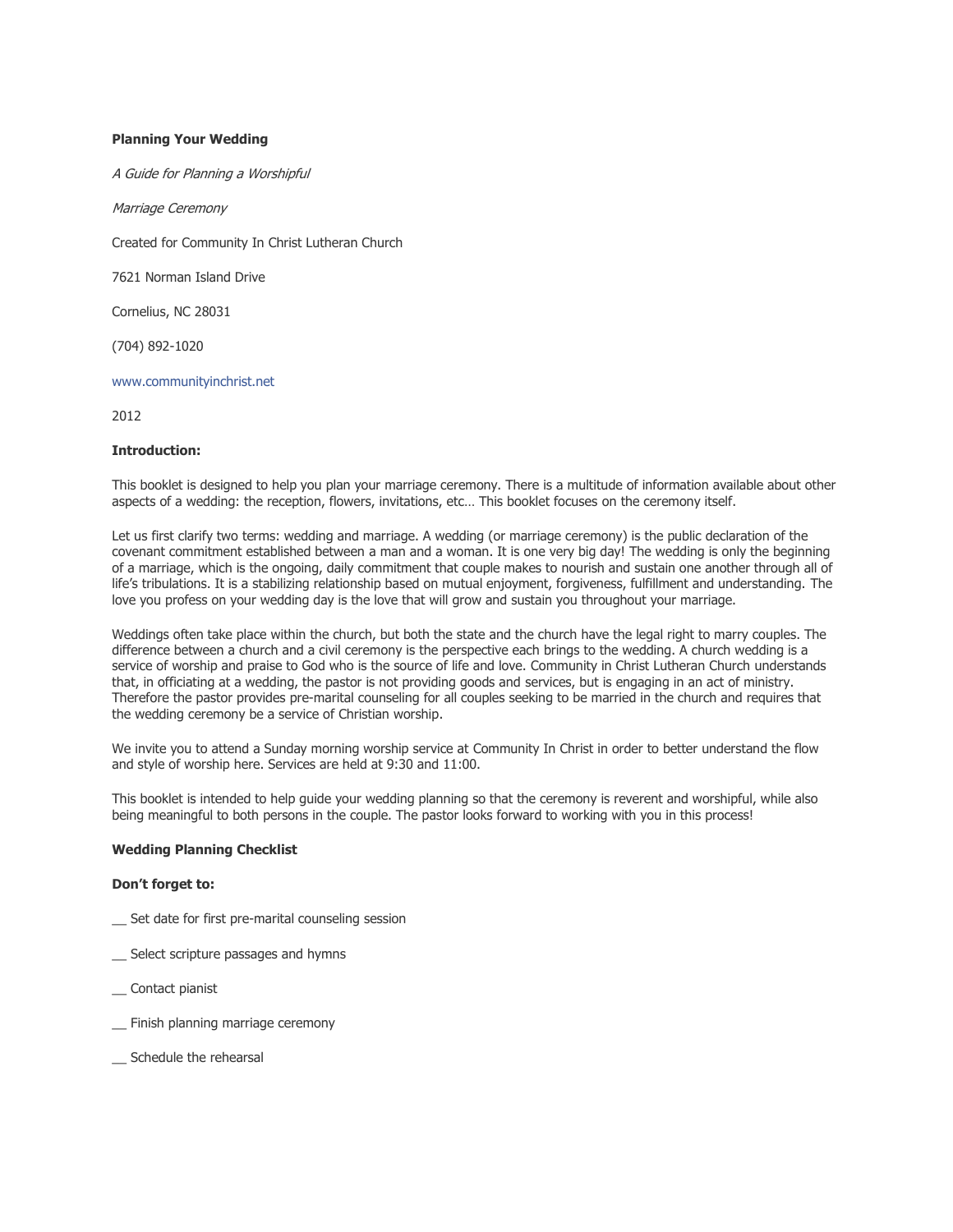# Planning Your Wedding

*A Guide for Planning a Worshipful*

*Marriage Ceremony*

Created for Community In Christ Lutheran Church

7621 Norman Island Drive

Cornelius, NC 28031

(704) 892-1020

www.communityinchrist.net

2012

## Introduction:

This booklet is designed to help you plan your marriage ceremony. There is a multitude of information available about other aspects of a wedding: the reception, flowers, invitations, etc… This booklet focuses on the ceremony itself.

Let us first clarify two terms: wedding and marriage. A wedding (or marriage ceremony) is the public declaration of the covenant commitment established between a man and a woman. It is one very big day! The wedding is only the beginning of a marriage, which is the ongoing, daily commitment that couple makes to nourish and sustain one another through all of life's tribulations. It is a stabilizing relationship based on mutual enjoyment, forgiveness, fulfillment and understanding. The love you profess on your wedding day is the love that will grow and sustain you throughout your marriage.

Weddings often take place within the church, but both the state and the church have the legal right to marry couples. The difference between a church and a civil ceremony is the perspective each brings to the wedding. A church wedding is a service of worship and praise to God who is the source of life and love. Community in Christ Lutheran Church understands that, in officiating at a wedding, the pastor is not providing goods and services, but is engaging in an act of ministry. Therefore the pastor provides pre-marital counseling for all couples seeking to be married in the church and requires that the wedding ceremony be a service of Christian worship.

We invite you to attend a Sunday morning worship service at Community In Christ in order to better understand the flow and style of worship here. Services are held at 9:30 and 11:00.

This booklet is intended to help guide your wedding planning so that the ceremony is reverent and worshipful, while also being meaningful to both persons in the couple. The pastor looks forward to working with you in this process!

## Wedding Planning Checklist

**Don't forget to:**

__ Set date for first pre-marital counseling session

__ Select scripture passages and hymns

__ Contact pianist

__ Finish planning marriage ceremony

__ Schedule the rehearsal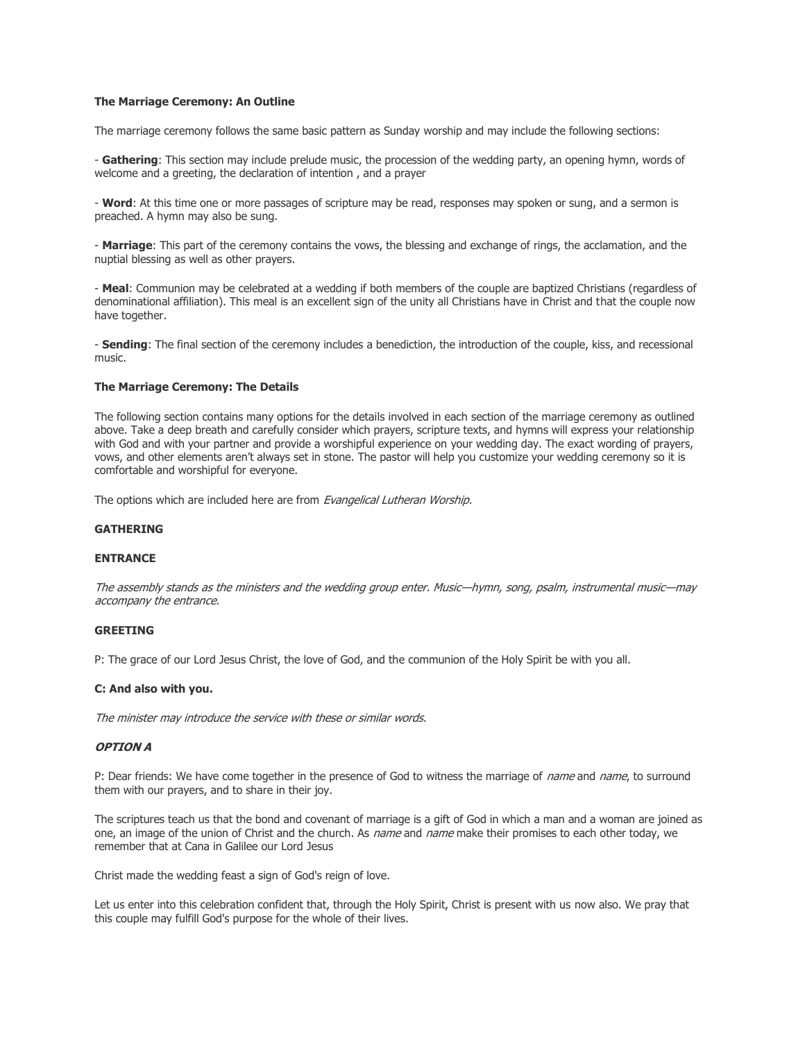**The Marriage Ceremony: An Outline**

The marriage ceremony follows the same basic pattern as Sunday worship and may include the following sections:

- **Gathering**: This section may include prelude music, the procession of the wedding party, an opening hymn, words of welcome and a greeting, the declaration of intention , and a prayer

- **Word**: At this time one or more passages of scripture may be read, responses may spoken or sung, and a sermon is preached. A hymn may also be sung.

- **Marriage**: This part of the ceremony contains the vows, the blessing and exchange of rings, the acclamation, and the nuptial blessing as well as other prayers.

- **Meal**: Communion may be celebrated at a wedding if both members of the couple are baptized Christians (regardless of denominational affiliation). This meal is an excellent sign of the unity all Christians have in Christ and that the couple now have together.

- **Sending**: The final section of the ceremony includes a benediction, the introduction of the couple, kiss, and recessional music.

**The Marriage Ceremony: The Details**

The following section contains many options for the details involved in each section of the marriage ceremony as outlined above. Take a deep breath and carefully consider which prayers, scripture texts, and hymns will express your relationship with God and with your partner and provide a worshipful experience on your wedding day. The exact wording of prayers, vows, and other elements aren't always set in stone. The pastor will help you customize your wedding ceremony so it is comfortable and worshipful for everyone.

The options which are included here are from *Evangelical Lutheran Worship.*

**GATHERING**

**ENTRANCE**

*The assembly stands as the ministers and the wedding group enter. Music—hymn, song, psalm, instrumental music—may accompany the entrance.*

**GREETING**

P: The grace of our Lord Jesus Christ, the love of God, and the communion of the Holy Spirit be with you all.

**C: And also with you.**

*The minister may introduce the service with these or similar words.*

***OPTION A***

P: Dear friends: We have come together in the presence of God to witness the marriage of *name* and *name*, to surround them with our prayers, and to share in their joy.

The scriptures teach us that the bond and covenant of marriage is a gift of God in which a man and a woman are joined as one, an image of the union of Christ and the church. As *name* and *name* make their promises to each other today, we remember that at Cana in Galilee our Lord Jesus

Christ made the wedding feast a sign of God's reign of love.

Let us enter into this celebration confident that, through the Holy Spirit, Christ is present with us now also. We pray that this couple may fulfill God's purpose for the whole of their lives.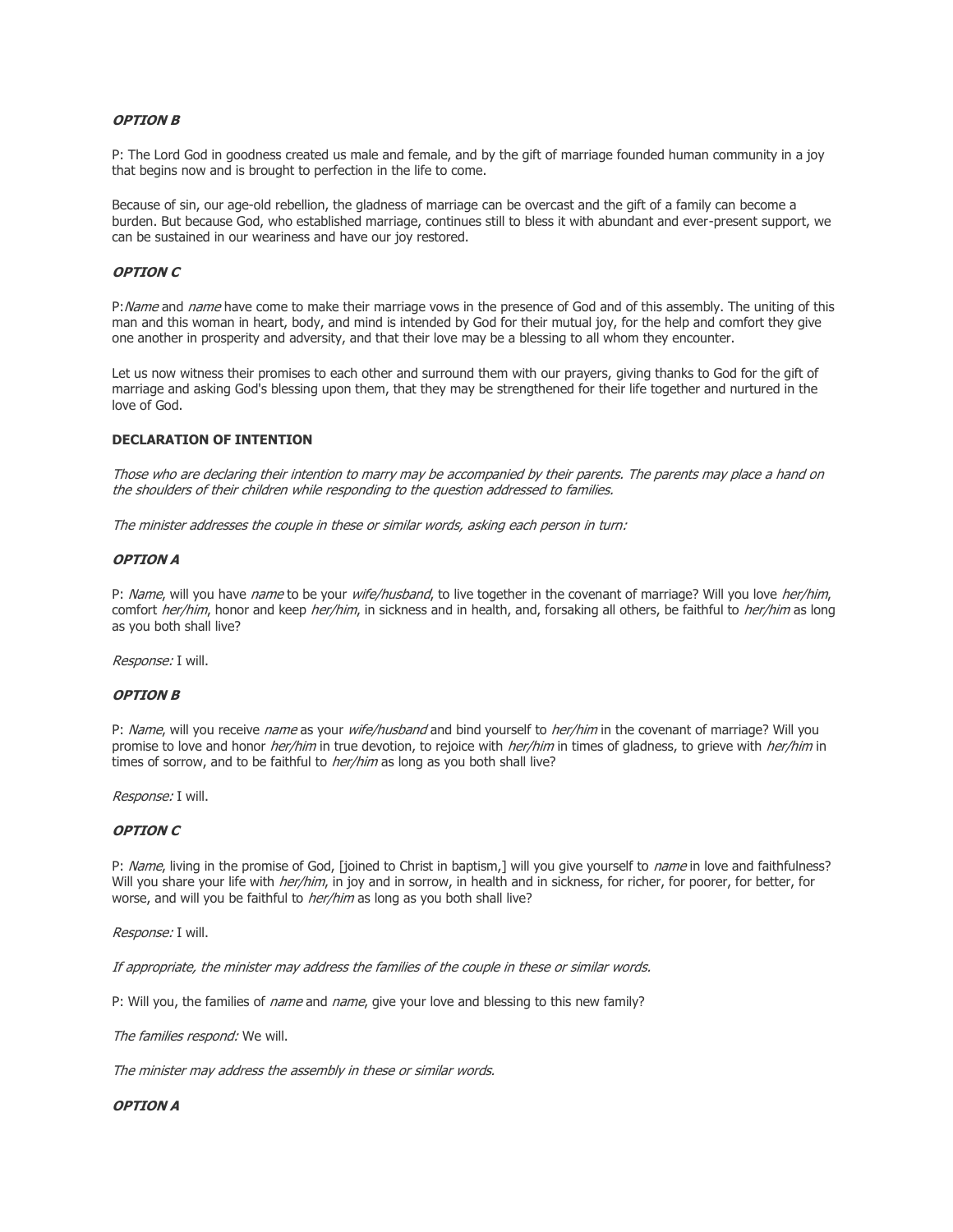***OPTION B***

P: The Lord God in goodness created us male and female, and by the gift of marriage founded human community in a joy that begins now and is brought to perfection in the life to come.

Because of sin, our age-old rebellion, the gladness of marriage can be overcast and the gift of a family can become a burden. But because God, who established marriage, continues still to bless it with abundant and ever-present support, we can be sustained in our weariness and have our joy restored.

***OPTION C***

P: *Name* and *name* have come to make their marriage vows in the presence of God and of this assembly. The uniting of this man and this woman in heart, body, and mind is intended by God for their mutual joy, for the help and comfort they give one another in prosperity and adversity, and that their love may be a blessing to all whom they encounter.

Let us now witness their promises to each other and surround them with our prayers, giving thanks to God for the gift of marriage and asking God's blessing upon them, that they may be strengthened for their life together and nurtured in the love of God.

**DECLARATION OF INTENTION**

*Those who are declaring their intention to marry may be accompanied by their parents. The parents may place a hand on the shoulders of their children while responding to the question addressed to families.*

*The minister addresses the couple in these or similar words, asking each person in turn:*

***OPTION A***

P: *Name*, will you have *name* to be your *wife/husband*, to live together in the covenant of marriage? Will you love *her/him*, comfort *her/him*, honor and keep *her/him*, in sickness and in health, and, forsaking all others, be faithful to *her/him* as long as you both shall live?

*Response:* I will.

***OPTION B***

P: *Name*, will you receive *name* as your *wife/husband* and bind yourself to *her/him* in the covenant of marriage? Will you promise to love and honor *her/him* in true devotion, to rejoice with *her/him* in times of gladness, to grieve with *her/him* in times of sorrow, and to be faithful to *her/him* as long as you both shall live?

*Response:* I will.

***OPTION C***

P: *Name*, living in the promise of God, [joined to Christ in baptism,] will you give yourself to *name* in love and faithfulness? Will you share your life with *her/him*, in joy and in sorrow, in health and in sickness, for richer, for poorer, for better, for worse, and will you be faithful to *her/him* as long as you both shall live?

*Response:* I will.

*If appropriate, the minister may address the families of the couple in these or similar words.*

P: Will you, the families of *name* and *name*, give your love and blessing to this new family?

*The families respond:* We will.

*The minister may address the assembly in these or similar words.*

***OPTION A***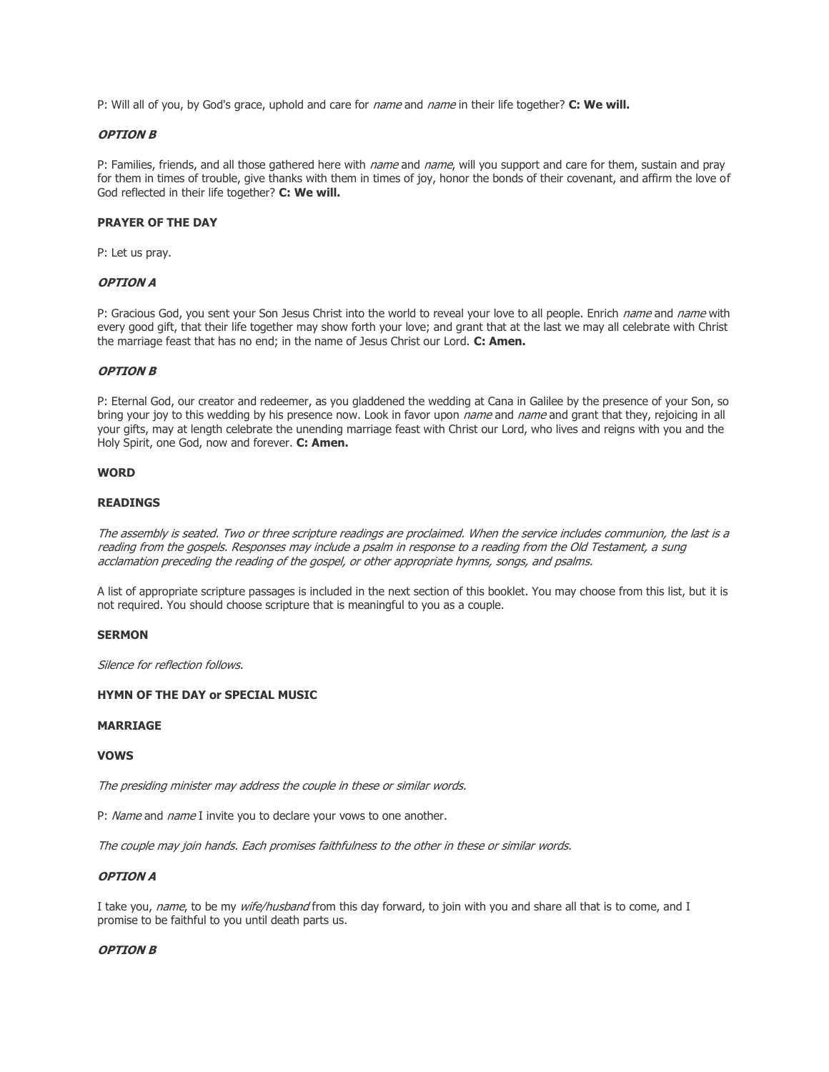P: Will all of you, by God's grace, uphold and care for *name* and *name* in their life together? **C: We will.**

***OPTION B***

P: Families, friends, and all those gathered here with *name* and *name*, will you support and care for them, sustain and pray for them in times of trouble, give thanks with them in times of joy, honor the bonds of their covenant, and affirm the love of God reflected in their life together? **C: We will.**

**PRAYER OF THE DAY**

P: Let us pray.

***OPTION A***

P: Gracious God, you sent your Son Jesus Christ into the world to reveal your love to all people. Enrich *name* and *name* with every good gift, that their life together may show forth your love; and grant that at the last we may all celebrate with Christ the marriage feast that has no end; in the name of Jesus Christ our Lord. **C: Amen.**

***OPTION B***

P: Eternal God, our creator and redeemer, as you gladdened the wedding at Cana in Galilee by the presence of your Son, so bring your joy to this wedding by his presence now. Look in favor upon *name* and *name* and grant that they, rejoicing in all your gifts, may at length celebrate the unending marriage feast with Christ our Lord, who lives and reigns with you and the Holy Spirit, one God, now and forever. **C: Amen.**

**WORD**

**READINGS**

*The assembly is seated. Two or three scripture readings are proclaimed. When the service includes communion, the last is a reading from the gospels. Responses may include a psalm in response to a reading from the Old Testament, a sung acclamation preceding the reading of the gospel, or other appropriate hymns, songs, and psalms.*

A list of appropriate scripture passages is included in the next section of this booklet. You may choose from this list, but it is not required. You should choose scripture that is meaningful to you as a couple.

**SERMON**

*Silence for reflection follows.*

**HYMN OF THE DAY or SPECIAL MUSIC**

**MARRIAGE**

**VOWS**

*The presiding minister may address the couple in these or similar words.*

P: *Name* and *name* I invite you to declare your vows to one another.

*The couple may join hands. Each promises faithfulness to the other in these or similar words.*

***OPTION A***

I take you, *name*, to be my *wife/husband* from this day forward, to join with you and share all that is to come, and I promise to be faithful to you until death parts us.

***OPTION B***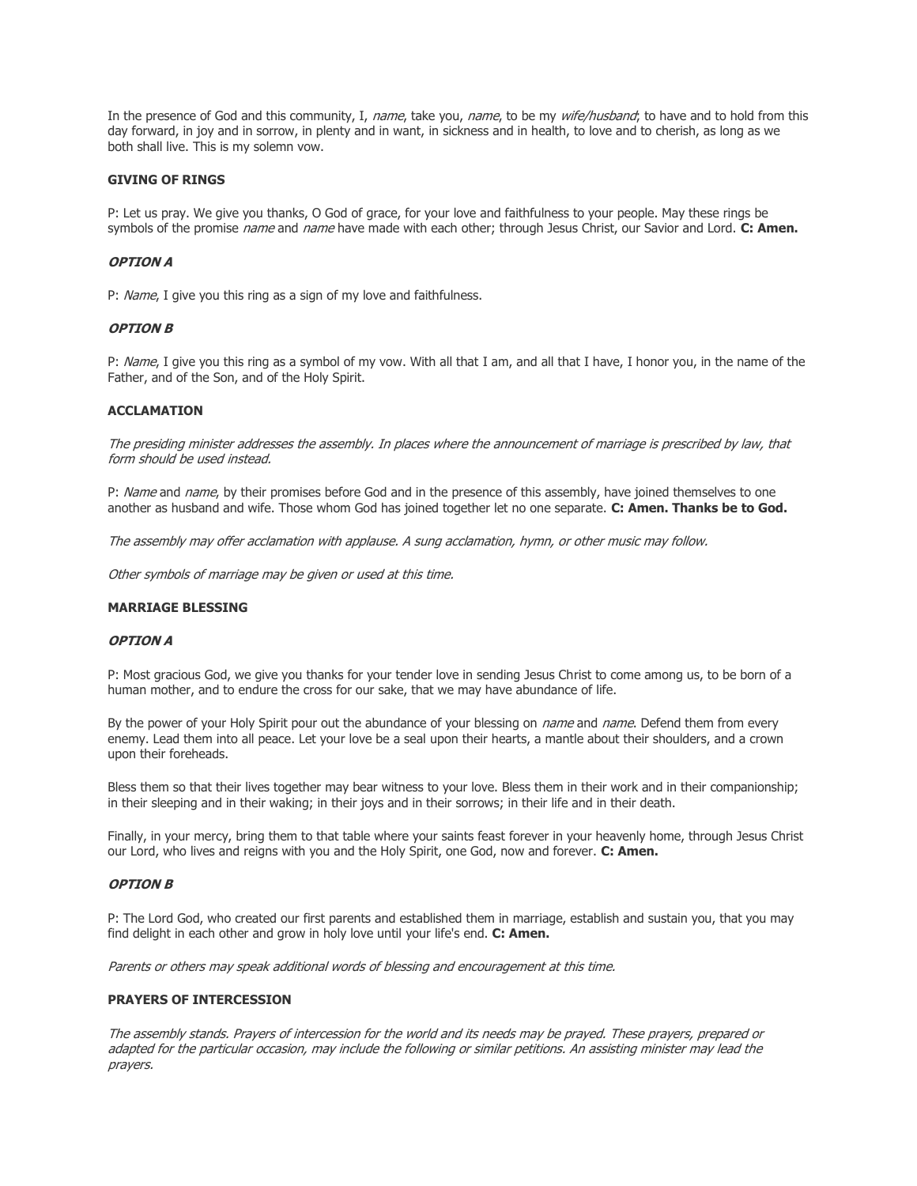In the presence of God and this community, I, *name*, take you, *name*, to be my *wife/husband*; to have and to hold from this day forward, in joy and in sorrow, in plenty and in want, in sickness and in health, to love and to cherish, as long as we both shall live. This is my solemn vow.

**GIVING OF RINGS**

P: Let us pray. We give you thanks, O God of grace, for your love and faithfulness to your people. May these rings be symbols of the promise *name* and *name* have made with each other; through Jesus Christ, our Savior and Lord. **C: Amen.**

***OPTION A***

P: *Name*, I give you this ring as a sign of my love and faithfulness.

***OPTION B***

P: *Name*, I give you this ring as a symbol of my vow. With all that I am, and all that I have, I honor you, in the name of the Father, and of the Son, and of the Holy Spirit.

**ACCLAMATION**

*The presiding minister addresses the assembly. In places where the announcement of marriage is prescribed by law, that form should be used instead.*

P: *Name* and *name*, by their promises before God and in the presence of this assembly, have joined themselves to one another as husband and wife. Those whom God has joined together let no one separate. **C: Amen. Thanks be to God.**

*The assembly may offer acclamation with applause. A sung acclamation, hymn, or other music may follow.*

*Other symbols of marriage may be given or used at this time.*

**MARRIAGE BLESSING**

***OPTION A***

P: Most gracious God, we give you thanks for your tender love in sending Jesus Christ to come among us, to be born of a human mother, and to endure the cross for our sake, that we may have abundance of life.

By the power of your Holy Spirit pour out the abundance of your blessing on *name* and *name*. Defend them from every enemy. Lead them into all peace. Let your love be a seal upon their hearts, a mantle about their shoulders, and a crown upon their foreheads.

Bless them so that their lives together may bear witness to your love. Bless them in their work and in their companionship; in their sleeping and in their waking; in their joys and in their sorrows; in their life and in their death.

Finally, in your mercy, bring them to that table where your saints feast forever in your heavenly home, through Jesus Christ our Lord, who lives and reigns with you and the Holy Spirit, one God, now and forever. **C: Amen.**

***OPTION B***

P: The Lord God, who created our first parents and established them in marriage, establish and sustain you, that you may find delight in each other and grow in holy love until your life's end. **C: Amen.**

*Parents or others may speak additional words of blessing and encouragement at this time.*

**PRAYERS OF INTERCESSION**

*The assembly stands. Prayers of intercession for the world and its needs may be prayed. These prayers, prepared or adapted for the particular occasion, may include the following or similar petitions. An assisting minister may lead the prayers.*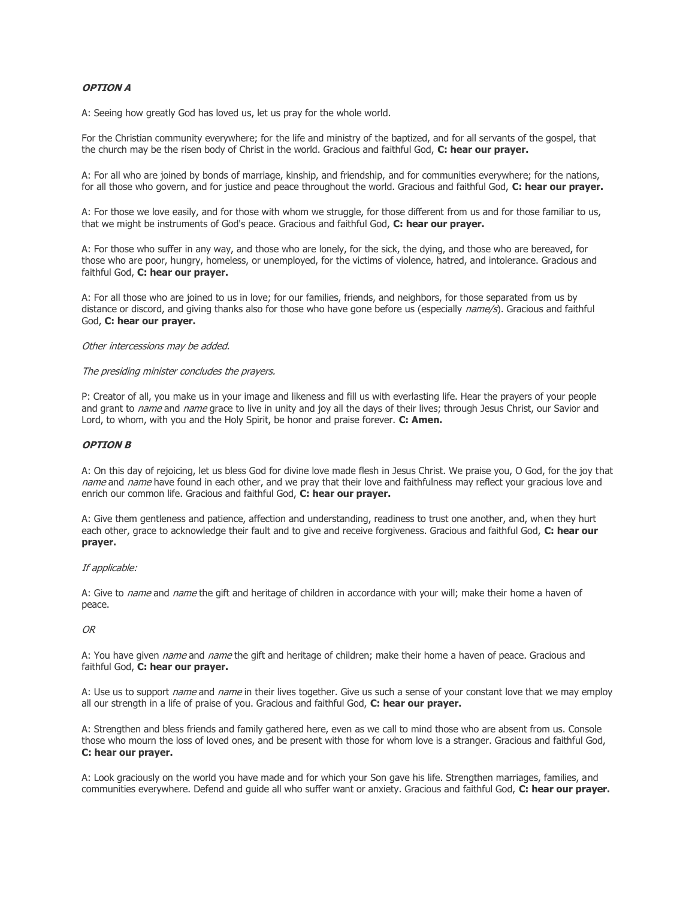***OPTION A***

A: Seeing how greatly God has loved us, let us pray for the whole world.

For the Christian community everywhere; for the life and ministry of the baptized, and for all servants of the gospel, that the church may be the risen body of Christ in the world. Gracious and faithful God, **C: hear our prayer.**

A: For all who are joined by bonds of marriage, kinship, and friendship, and for communities everywhere; for the nations, for all those who govern, and for justice and peace throughout the world. Gracious and faithful God, **C: hear our prayer.**

A: For those we love easily, and for those with whom we struggle, for those different from us and for those familiar to us, that we might be instruments of God's peace. Gracious and faithful God, **C: hear our prayer.**

A: For those who suffer in any way, and those who are lonely, for the sick, the dying, and those who are bereaved, for those who are poor, hungry, homeless, or unemployed, for the victims of violence, hatred, and intolerance. Gracious and faithful God, **C: hear our prayer.**

A: For all those who are joined to us in love; for our families, friends, and neighbors, for those separated from us by distance or discord, and giving thanks also for those who have gone before us (especially *name/s*). Gracious and faithful God, **C: hear our prayer.**

*Other intercessions may be added.*

*The presiding minister concludes the prayers.*

P: Creator of all, you make us in your image and likeness and fill us with everlasting life. Hear the prayers of your people and grant to *name* and *name* grace to live in unity and joy all the days of their lives; through Jesus Christ, our Savior and Lord, to whom, with you and the Holy Spirit, be honor and praise forever. **C: Amen.**

***OPTION B***

A: On this day of rejoicing, let us bless God for divine love made flesh in Jesus Christ. We praise you, O God, for the joy that *name* and *name* have found in each other, and we pray that their love and faithfulness may reflect your gracious love and enrich our common life. Gracious and faithful God, **C: hear our prayer.**

A: Give them gentleness and patience, affection and understanding, readiness to trust one another, and, when they hurt each other, grace to acknowledge their fault and to give and receive forgiveness. Gracious and faithful God, **C: hear our prayer.**

*If applicable:*

A: Give to *name* and *name* the gift and heritage of children in accordance with your will; make their home a haven of peace.

*OR*

A: You have given *name* and *name* the gift and heritage of children; make their home a haven of peace. Gracious and faithful God, **C: hear our prayer.**

A: Use us to support *name* and *name* in their lives together. Give us such a sense of your constant love that we may employ all our strength in a life of praise of you. Gracious and faithful God, **C: hear our prayer.**

A: Strengthen and bless friends and family gathered here, even as we call to mind those who are absent from us. Console those who mourn the loss of loved ones, and be present with those for whom love is a stranger. Gracious and faithful God, **C: hear our prayer.**

A: Look graciously on the world you have made and for which your Son gave his life. Strengthen marriages, families, and communities everywhere. Defend and guide all who suffer want or anxiety. Gracious and faithful God, **C: hear our prayer.**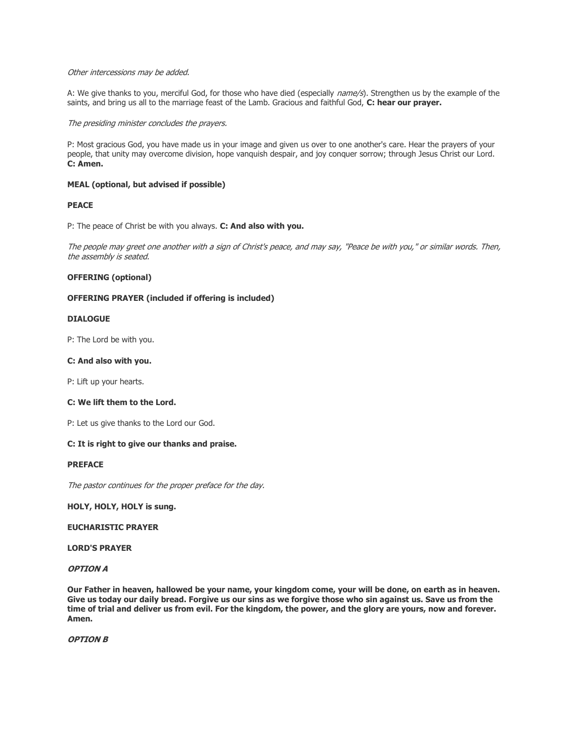*Other intercessions may be added.*

A: We give thanks to you, merciful God, for those who have died (especially *name/s*). Strengthen us by the example of the saints, and bring us all to the marriage feast of the Lamb. Gracious and faithful God, **C: hear our prayer.**

*The presiding minister concludes the prayers.*

P: Most gracious God, you have made us in your image and given us over to one another's care. Hear the prayers of your people, that unity may overcome division, hope vanquish despair, and joy conquer sorrow; through Jesus Christ our Lord. **C: Amen.**

**MEAL (optional, but advised if possible)**

**PEACE**

P: The peace of Christ be with you always. **C: And also with you.**

*The people may greet one another with a sign of Christ's peace, and may say, "Peace be with you," or similar words. Then, the assembly is seated.*

**OFFERING (optional)**

**OFFERING PRAYER (included if offering is included)**

**DIALOGUE**

P: The Lord be with you.

**C: And also with you.**

P: Lift up your hearts.

**C: We lift them to the Lord.**

P: Let us give thanks to the Lord our God.

**C: It is right to give our thanks and praise.**

**PREFACE**

*The pastor continues for the proper preface for the day.*

**HOLY, HOLY, HOLY is sung.**

**EUCHARISTIC PRAYER**

**LORD'S PRAYER**

***OPTION A***

**Our Father in heaven, hallowed be your name, your kingdom come, your will be done, on earth as in heaven. Give us today our daily bread. Forgive us our sins as we forgive those who sin against us. Save us from the time of trial and deliver us from evil. For the kingdom, the power, and the glory are yours, now and forever. Amen.**

***OPTION B***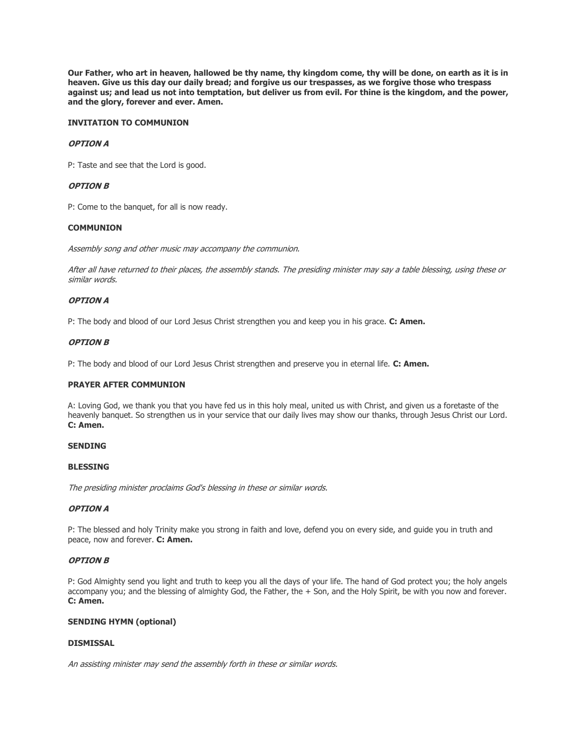**Our Father, who art in heaven, hallowed be thy name, thy kingdom come, thy will be done, on earth as it is in heaven. Give us this day our daily bread; and forgive us our trespasses, as we forgive those who trespass against us; and lead us not into temptation, but deliver us from evil. For thine is the kingdom, and the power, and the glory, forever and ever. Amen.**

**INVITATION TO COMMUNION**

***OPTION A***

P: Taste and see that the Lord is good.

***OPTION B***

P: Come to the banquet, for all is now ready.

**COMMUNION**

*Assembly song and other music may accompany the communion.*

*After all have returned to their places, the assembly stands. The presiding minister may say a table blessing, using these or similar words.*

***OPTION A***

P: The body and blood of our Lord Jesus Christ strengthen you and keep you in his grace. **C: Amen.**

***OPTION B***

P: The body and blood of our Lord Jesus Christ strengthen and preserve you in eternal life. **C: Amen.**

**PRAYER AFTER COMMUNION**

A: Loving God, we thank you that you have fed us in this holy meal, united us with Christ, and given us a foretaste of the heavenly banquet. So strengthen us in your service that our daily lives may show our thanks, through Jesus Christ our Lord. **C: Amen.**

**SENDING**

**BLESSING**

*The presiding minister proclaims God's blessing in these or similar words.*

***OPTION A***

P: The blessed and holy Trinity make you strong in faith and love, defend you on every side, and guide you in truth and peace, now and forever. **C: Amen.**

***OPTION B***

P: God Almighty send you light and truth to keep you all the days of your life. The hand of God protect you; the holy angels accompany you; and the blessing of almighty God, the Father, the + Son, and the Holy Spirit, be with you now and forever. **C: Amen.**

**SENDING HYMN (optional)**

**DISMISSAL**

*An assisting minister may send the assembly forth in these or similar words.*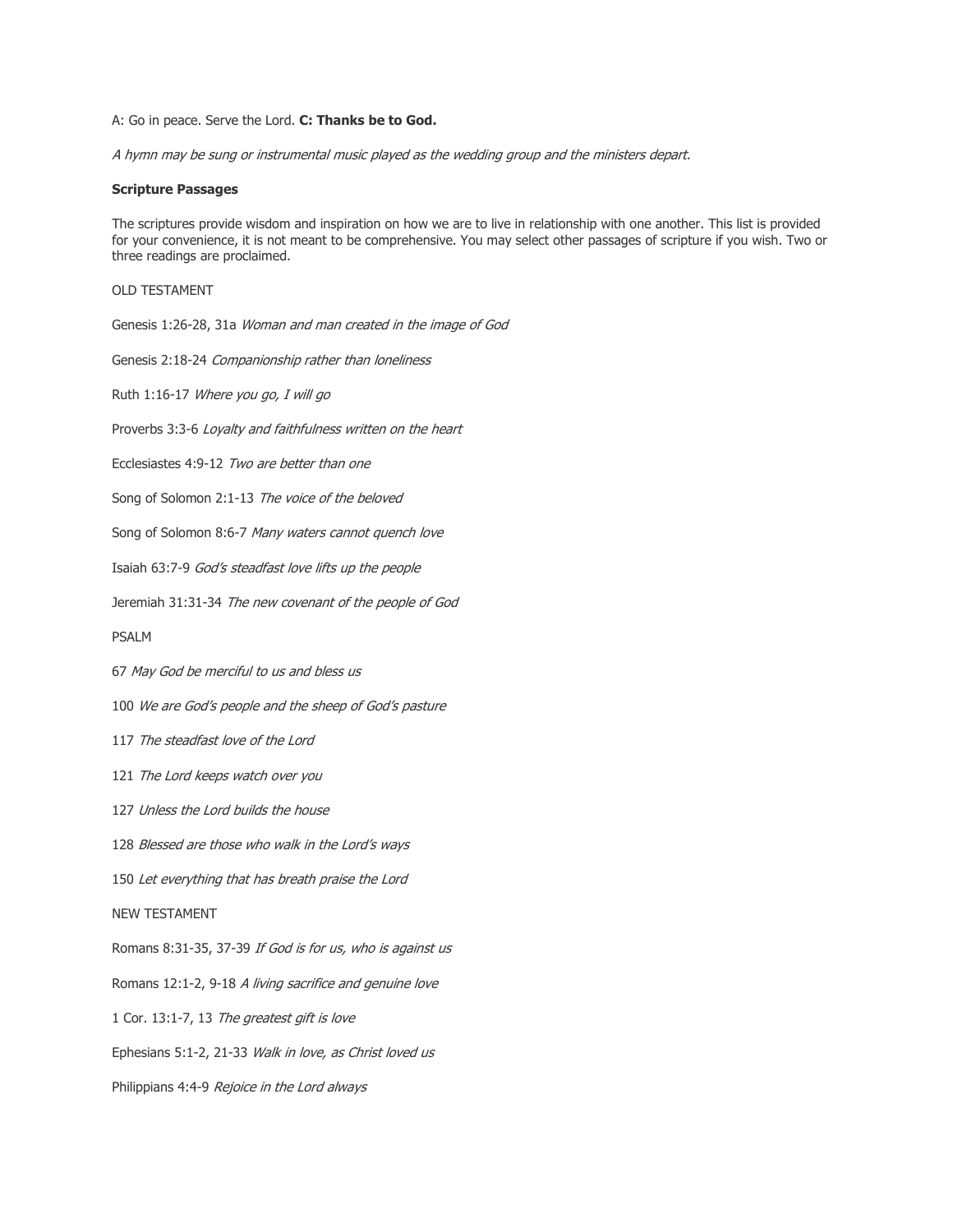A: Go in peace. Serve the Lord. **C: Thanks be to God.**

*A hymn may be sung or instrumental music played as the wedding group and the ministers depart.*

**Scripture Passages**

The scriptures provide wisdom and inspiration on how we are to live in relationship with one another. This list is provided for your convenience, it is not meant to be comprehensive. You may select other passages of scripture if you wish. Two or three readings are proclaimed.

OLD TESTAMENT

Genesis 1:26-28, 31a *Woman and man created in the image of God*

Genesis 2:18-24 *Companionship rather than loneliness*

Ruth 1:16-17 *Where you go, I will go*

Proverbs 3:3-6 *Loyalty and faithfulness written on the heart*

Ecclesiastes 4:9-12 *Two are better than one*

Song of Solomon 2:1-13 *The voice of the beloved*

Song of Solomon 8:6-7 *Many waters cannot quench love*

Isaiah 63:7-9 *God's steadfast love lifts up the people*

Jeremiah 31:31-34 *The new covenant of the people of God*

PSALM

67 *May God be merciful to us and bless us*

100 *We are God's people and the sheep of God's pasture*

117 *The steadfast love of the Lord*

121 *The Lord keeps watch over you*

127 *Unless the Lord builds the house*

128 *Blessed are those who walk in the Lord's ways*

150 *Let everything that has breath praise the Lord*

NEW TESTAMENT

Romans 8:31-35, 37-39 *If God is for us, who is against us*

Romans 12:1-2, 9-18 *A living sacrifice and genuine love*

1 Cor. 13:1-7, 13 *The greatest gift is love*

Ephesians 5:1-2, 21-33 *Walk in love, as Christ loved us*

Philippians 4:4-9 *Rejoice in the Lord always*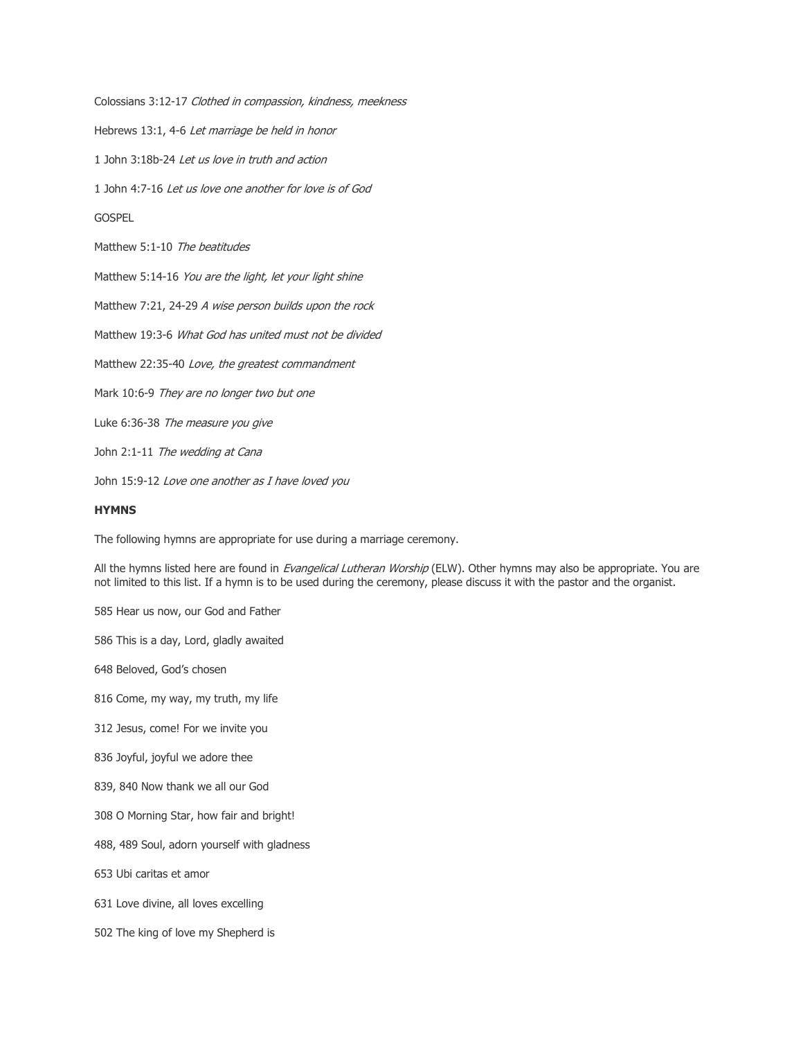Colossians 3:12-17 *Clothed in compassion, kindness, meekness*

Hebrews 13:1, 4-6 *Let marriage be held in honor*

1 John 3:18b-24 *Let us love in truth and action*

1 John 4:7-16 *Let us love one another for love is of God*

GOSPEL

Matthew 5:1-10 *The beatitudes*

Matthew 5:14-16 *You are the light, let your light shine*

Matthew 7:21, 24-29 *A wise person builds upon the rock*

Matthew 19:3-6 *What God has united must not be divided*

Matthew 22:35-40 *Love, the greatest commandment*

Mark 10:6-9 *They are no longer two but one*

Luke 6:36-38 *The measure you give*

John 2:1-11 *The wedding at Cana*

John 15:9-12 *Love one another as I have loved you*

**HYMNS**

The following hymns are appropriate for use during a marriage ceremony.

All the hymns listed here are found in *Evangelical Lutheran Worship* (ELW). Other hymns may also be appropriate. You are not limited to this list. If a hymn is to be used during the ceremony, please discuss it with the pastor and the organist.

585 Hear us now, our God and Father

586 This is a day, Lord, gladly awaited

648 Beloved, God's chosen

816 Come, my way, my truth, my life

312 Jesus, come! For we invite you

836 Joyful, joyful we adore thee

839, 840 Now thank we all our God

308 O Morning Star, how fair and bright!

488, 489 Soul, adorn yourself with gladness

653 Ubi caritas et amor

631 Love divine, all loves excelling

502 The king of love my Shepherd is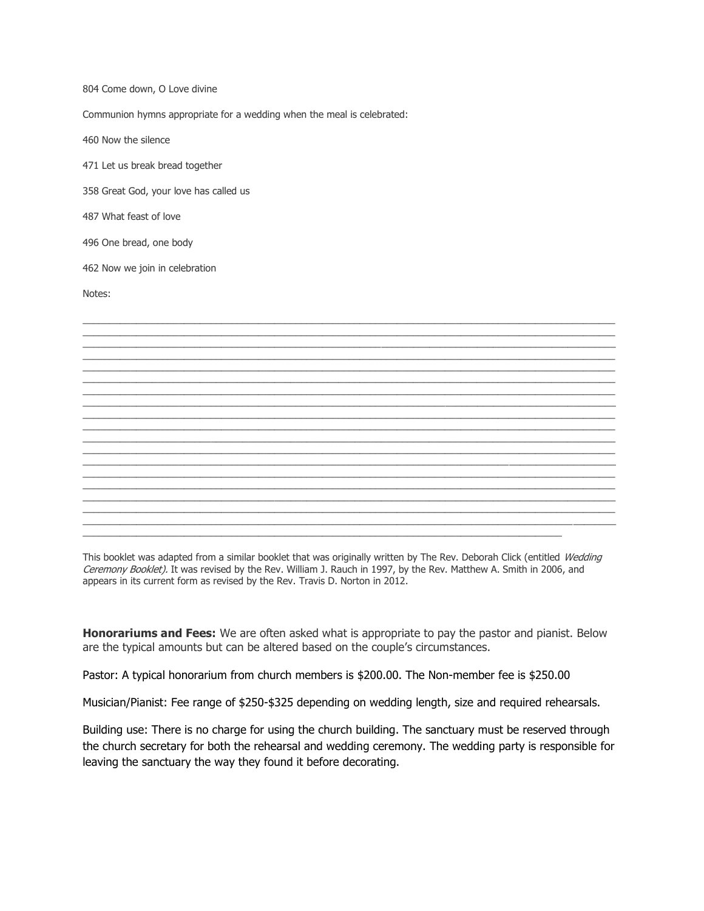804 Come down, O Love divine

Communion hymns appropriate for a wedding when the meal is celebrated:

460 Now the silence

471 Let us break bread together

358 Great God, your love has called us

487 What feast of love

496 One bread, one body

462 Now we join in celebration

Notes:

This booklet was adapted from a similar booklet that was originally written by The Rev. Deborah Click (entitled *Wedding Ceremony Booklet).* It was revised by the Rev. William J. Rauch in 1997, by the Rev. Matthew A. Smith in 2006, and appears in its current form as revised by the Rev. Travis D. Norton in 2012.

**Honorariums and Fees:** We are often asked what is appropriate to pay the pastor and pianist. Below are the typical amounts but can be altered based on the couple's circumstances.

Pastor: A typical honorarium from church members is $200.00. The Non-member fee is $250.00

Musician/Pianist: Fee range of $250-$325 depending on wedding length, size and required rehearsals.

Building use: There is no charge for using the church building. The sanctuary must be reserved through the church secretary for both the rehearsal and wedding ceremony. The wedding party is responsible for leaving the sanctuary the way they found it before decorating.